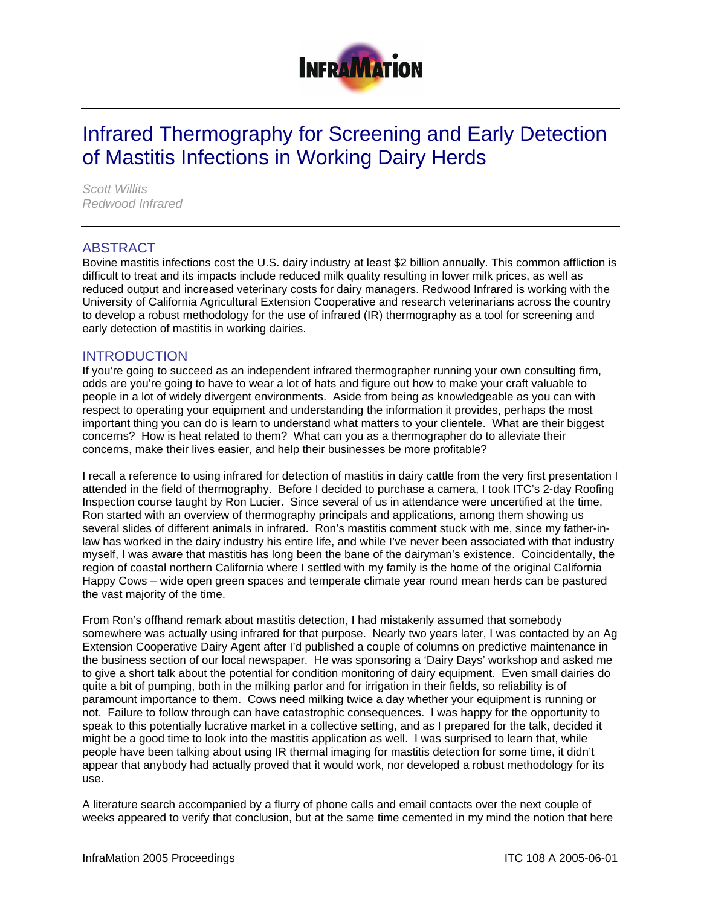# Infrared Thermography for Screening and Early Detection of Mastitis Infections in Working Dairy Herds

*Scott Willits*
*Redwood Infrared*

## ABSTRACT

Bovine mastitis infections cost the U.S. dairy industry at least $2 billion annually. This common affliction is difficult to treat and its impacts include reduced milk quality resulting in lower milk prices, as well as reduced output and increased veterinary costs for dairy managers. Redwood Infrared is working with the University of California Agricultural Extension Cooperative and research veterinarians across the country to develop a robust methodology for the use of infrared (IR) thermography as a tool for screening and early detection of mastitis in working dairies.

## INTRODUCTION

If you're going to succeed as an independent infrared thermographer running your own consulting firm, odds are you're going to have to wear a lot of hats and figure out how to make your craft valuable to people in a lot of widely divergent environments. Aside from being as knowledgeable as you can with respect to operating your equipment and understanding the information it provides, perhaps the most important thing you can do is learn to understand what matters to your clientele. What are their biggest concerns? How is heat related to them? What can you as a thermographer do to alleviate their concerns, make their lives easier, and help their businesses be more profitable?

I recall a reference to using infrared for detection of mastitis in dairy cattle from the very first presentation I attended in the field of thermography. Before I decided to purchase a camera, I took ITC's 2-day Roofing Inspection course taught by Ron Lucier. Since several of us in attendance were uncertified at the time, Ron started with an overview of thermography principals and applications, among them showing us several slides of different animals in infrared. Ron's mastitis comment stuck with me, since my father-in-law has worked in the dairy industry his entire life, and while I've never been associated with that industry myself, I was aware that mastitis has long been the bane of the dairyman's existence. Coincidentally, the region of coastal northern California where I settled with my family is the home of the original California Happy Cows – wide open green spaces and temperate climate year round mean herds can be pastured the vast majority of the time.

From Ron's offhand remark about mastitis detection, I had mistakenly assumed that somebody somewhere was actually using infrared for that purpose. Nearly two years later, I was contacted by an Ag Extension Cooperative Dairy Agent after I'd published a couple of columns on predictive maintenance in the business section of our local newspaper. He was sponsoring a 'Dairy Days' workshop and asked me to give a short talk about the potential for condition monitoring of dairy equipment. Even small dairies do quite a bit of pumping, both in the milking parlor and for irrigation in their fields, so reliability is of paramount importance to them. Cows need milking twice a day whether your equipment is running or not. Failure to follow through can have catastrophic consequences. I was happy for the opportunity to speak to this potentially lucrative market in a collective setting, and as I prepared for the talk, decided it might be a good time to look into the mastitis application as well. I was surprised to learn that, while people have been talking about using IR thermal imaging for mastitis detection for some time, it didn't appear that anybody had actually proved that it would work, nor developed a robust methodology for its use.

A literature search accompanied by a flurry of phone calls and email contacts over the next couple of weeks appeared to verify that conclusion, but at the same time cemented in my mind the notion that here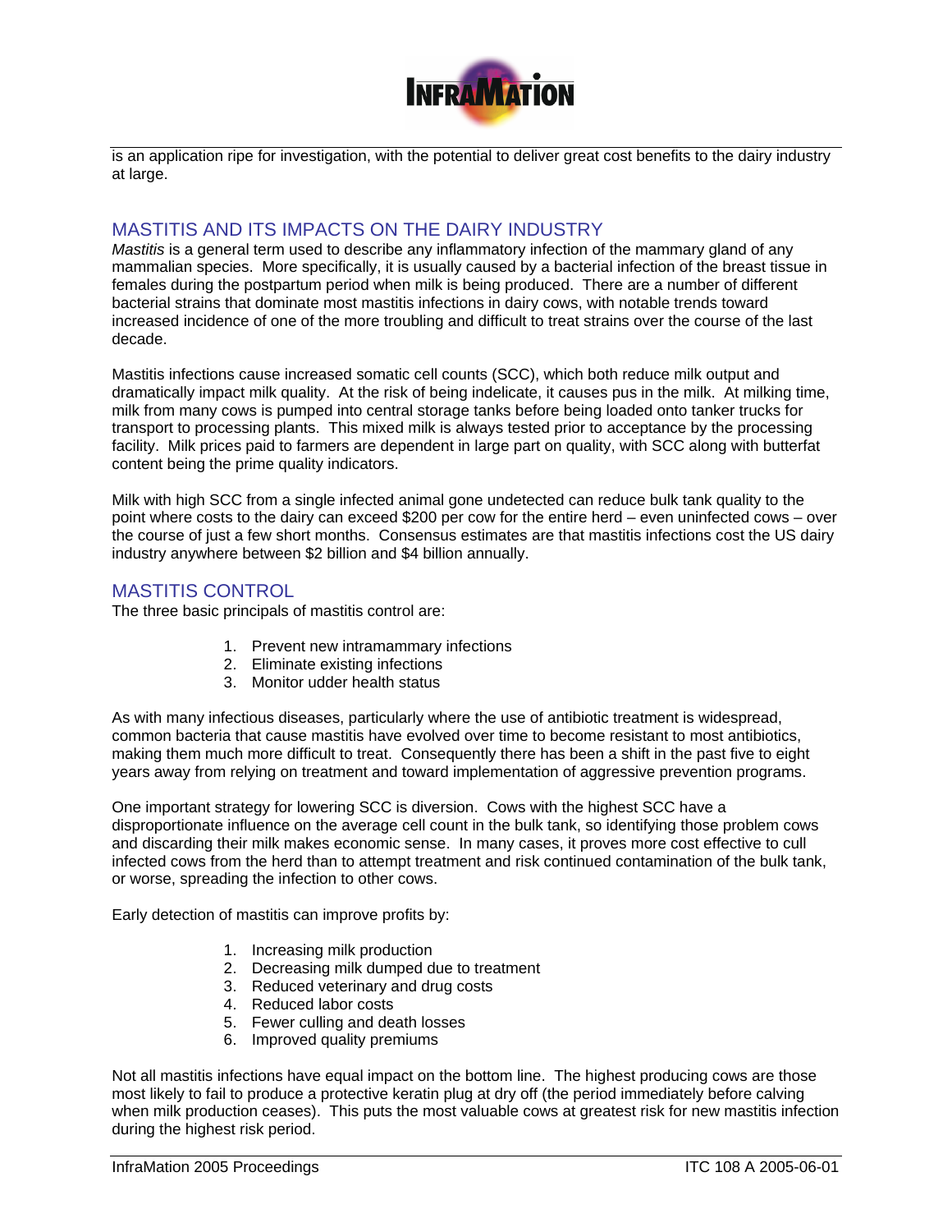is an application ripe for investigation, with the potential to deliver great cost benefits to the dairy industry at large.

## MASTITIS AND ITS IMPACTS ON THE DAIRY INDUSTRY

*Mastitis* is a general term used to describe any inflammatory infection of the mammary gland of any mammalian species. More specifically, it is usually caused by a bacterial infection of the breast tissue in females during the postpartum period when milk is being produced. There are a number of different bacterial strains that dominate most mastitis infections in dairy cows, with notable trends toward increased incidence of one of the more troubling and difficult to treat strains over the course of the last decade.

Mastitis infections cause increased somatic cell counts (SCC), which both reduce milk output and dramatically impact milk quality. At the risk of being indelicate, it causes pus in the milk. At milking time, milk from many cows is pumped into central storage tanks before being loaded onto tanker trucks for transport to processing plants. This mixed milk is always tested prior to acceptance by the processing facility. Milk prices paid to farmers are dependent in large part on quality, with SCC along with butterfat content being the prime quality indicators.

Milk with high SCC from a single infected animal gone undetected can reduce bulk tank quality to the point where costs to the dairy can exceed $200 per cow for the entire herd – even uninfected cows – over the course of just a few short months. Consensus estimates are that mastitis infections cost the US dairy industry anywhere between $2 billion and $4 billion annually.

## MASTITIS CONTROL

The three basic principals of mastitis control are:

1. Prevent new intramammary infections
2. Eliminate existing infections
3. Monitor udder health status

As with many infectious diseases, particularly where the use of antibiotic treatment is widespread, common bacteria that cause mastitis have evolved over time to become resistant to most antibiotics, making them much more difficult to treat. Consequently there has been a shift in the past five to eight years away from relying on treatment and toward implementation of aggressive prevention programs.

One important strategy for lowering SCC is diversion. Cows with the highest SCC have a disproportionate influence on the average cell count in the bulk tank, so identifying those problem cows and discarding their milk makes economic sense. In many cases, it proves more cost effective to cull infected cows from the herd than to attempt treatment and risk continued contamination of the bulk tank, or worse, spreading the infection to other cows.

Early detection of mastitis can improve profits by:

1. Increasing milk production
2. Decreasing milk dumped due to treatment
3. Reduced veterinary and drug costs
4. Reduced labor costs
5. Fewer culling and death losses
6. Improved quality premiums

Not all mastitis infections have equal impact on the bottom line. The highest producing cows are those most likely to fail to produce a protective keratin plug at dry off (the period immediately before calving when milk production ceases). This puts the most valuable cows at greatest risk for new mastitis infection during the highest risk period.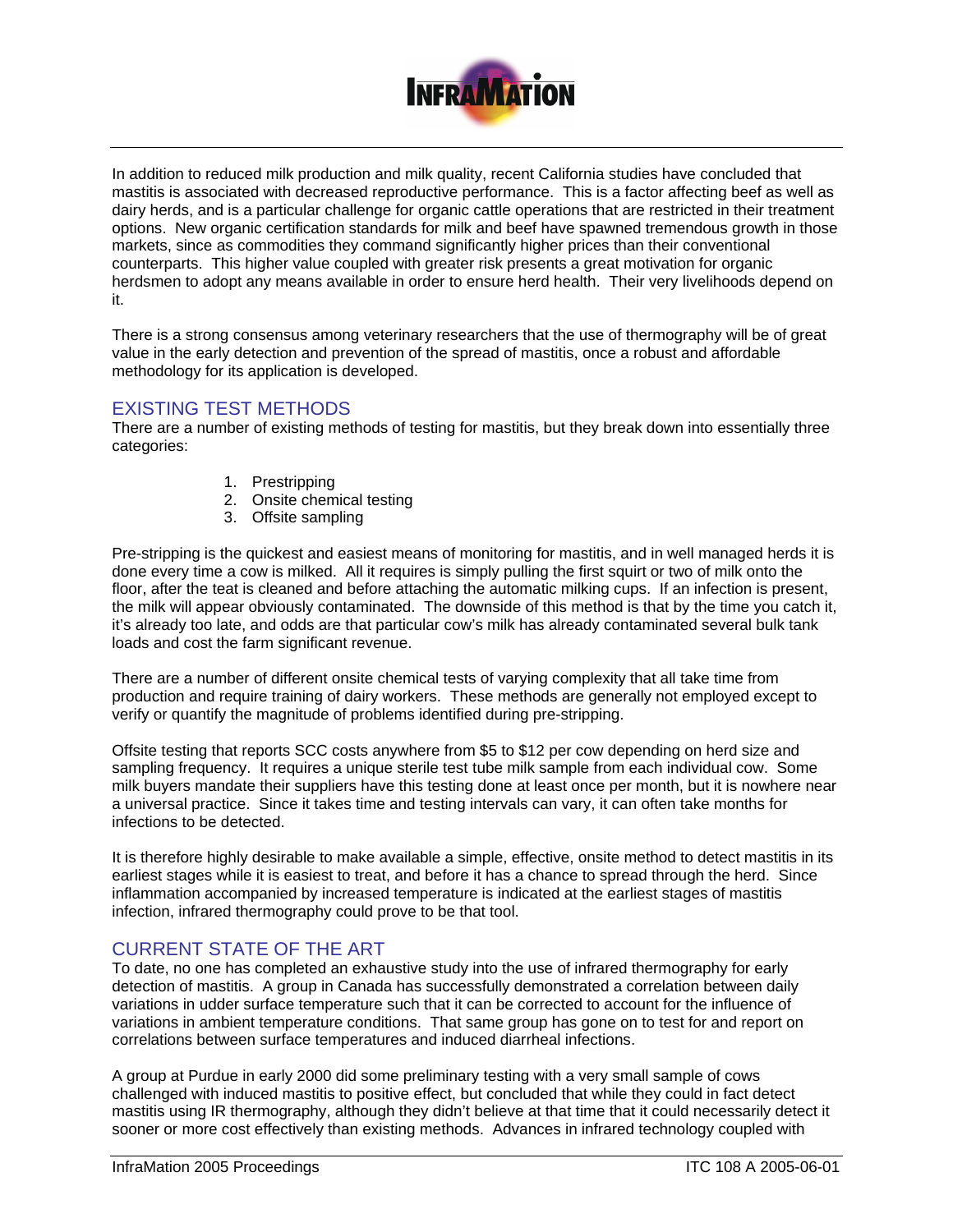In addition to reduced milk production and milk quality, recent California studies have concluded that mastitis is associated with decreased reproductive performance. This is a factor affecting beef as well as dairy herds, and is a particular challenge for organic cattle operations that are restricted in their treatment options. New organic certification standards for milk and beef have spawned tremendous growth in those markets, since as commodities they command significantly higher prices than their conventional counterparts. This higher value coupled with greater risk presents a great motivation for organic herdsmen to adopt any means available in order to ensure herd health. Their very livelihoods depend on it.

There is a strong consensus among veterinary researchers that the use of thermography will be of great value in the early detection and prevention of the spread of mastitis, once a robust and affordable methodology for its application is developed.

## EXISTING TEST METHODS

There are a number of existing methods of testing for mastitis, but they break down into essentially three categories:

1. Prestripping
2. Onsite chemical testing
3. Offsite sampling

Pre-stripping is the quickest and easiest means of monitoring for mastitis, and in well managed herds it is done every time a cow is milked. All it requires is simply pulling the first squirt or two of milk onto the floor, after the teat is cleaned and before attaching the automatic milking cups. If an infection is present, the milk will appear obviously contaminated. The downside of this method is that by the time you catch it, it's already too late, and odds are that particular cow's milk has already contaminated several bulk tank loads and cost the farm significant revenue.

There are a number of different onsite chemical tests of varying complexity that all take time from production and require training of dairy workers. These methods are generally not employed except to verify or quantify the magnitude of problems identified during pre-stripping.

Offsite testing that reports SCC costs anywhere from $5 to $12 per cow depending on herd size and sampling frequency. It requires a unique sterile test tube milk sample from each individual cow. Some milk buyers mandate their suppliers have this testing done at least once per month, but it is nowhere near a universal practice. Since it takes time and testing intervals can vary, it can often take months for infections to be detected.

It is therefore highly desirable to make available a simple, effective, onsite method to detect mastitis in its earliest stages while it is easiest to treat, and before it has a chance to spread through the herd. Since inflammation accompanied by increased temperature is indicated at the earliest stages of mastitis infection, infrared thermography could prove to be that tool.

## CURRENT STATE OF THE ART

To date, no one has completed an exhaustive study into the use of infrared thermography for early detection of mastitis. A group in Canada has successfully demonstrated a correlation between daily variations in udder surface temperature such that it can be corrected to account for the influence of variations in ambient temperature conditions. That same group has gone on to test for and report on correlations between surface temperatures and induced diarrheal infections.

A group at Purdue in early 2000 did some preliminary testing with a very small sample of cows challenged with induced mastitis to positive effect, but concluded that while they could in fact detect mastitis using IR thermography, although they didn't believe at that time that it could necessarily detect it sooner or more cost effectively than existing methods. Advances in infrared technology coupled with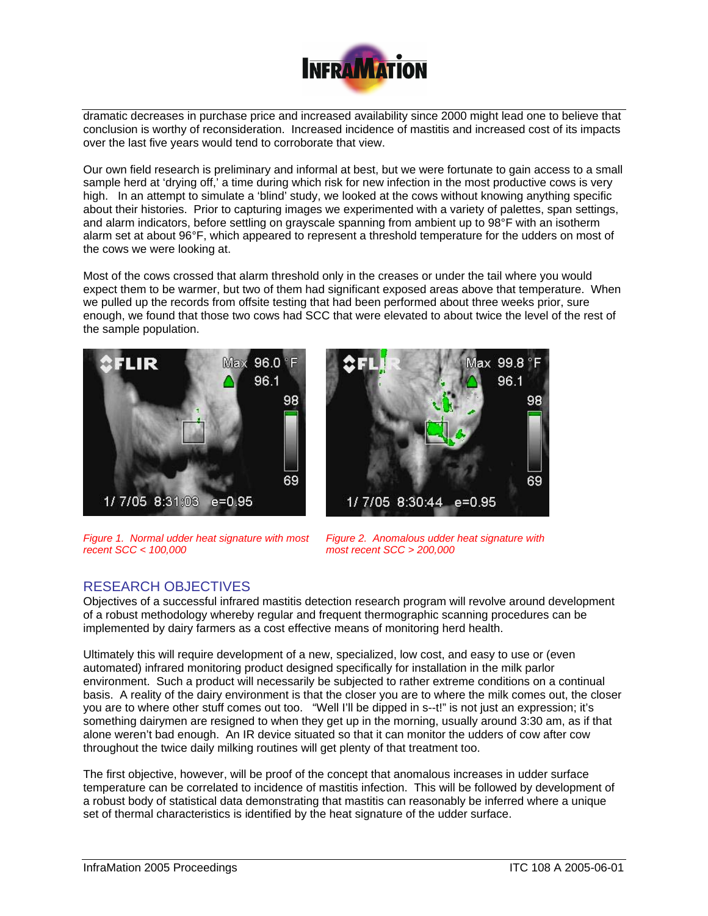dramatic decreases in purchase price and increased availability since 2000 might lead one to believe that conclusion is worthy of reconsideration. Increased incidence of mastitis and increased cost of its impacts over the last five years would tend to corroborate that view.

Our own field research is preliminary and informal at best, but we were fortunate to gain access to a small sample herd at 'drying off,' a time during which risk for new infection in the most productive cows is very high. In an attempt to simulate a 'blind' study, we looked at the cows without knowing anything specific about their histories. Prior to capturing images we experimented with a variety of palettes, span settings, and alarm indicators, before settling on grayscale spanning from ambient up to 98°F with an isotherm alarm set at about 96°F, which appeared to represent a threshold temperature for the udders on most of the cows we were looking at.

Most of the cows crossed that alarm threshold only in the creases or under the tail where you would expect them to be warmer, but two of them had significant exposed areas above that temperature. When we pulled up the records from offsite testing that had been performed about three weeks prior, sure enough, we found that those two cows had SCC that were elevated to about twice the level of the rest of the sample population.

*Figure 1. Normal udder heat signature with most recent SCC < 100,000*

*Figure 2. Anomalous udder heat signature with most recent SCC > 200,000*

## RESEARCH OBJECTIVES

Objectives of a successful infrared mastitis detection research program will revolve around development of a robust methodology whereby regular and frequent thermographic scanning procedures can be implemented by dairy farmers as a cost effective means of monitoring herd health.

Ultimately this will require development of a new, specialized, low cost, and easy to use or (even automated) infrared monitoring product designed specifically for installation in the milk parlor environment. Such a product will necessarily be subjected to rather extreme conditions on a continual basis. A reality of the dairy environment is that the closer you are to where the milk comes out, the closer you are to where other stuff comes out too. "Well I'll be dipped in s--t!" is not just an expression; it's something dairymen are resigned to when they get up in the morning, usually around 3:30 am, as if that alone weren't bad enough. An IR device situated so that it can monitor the udders of cow after cow throughout the twice daily milking routines will get plenty of that treatment too.

The first objective, however, will be proof of the concept that anomalous increases in udder surface temperature can be correlated to incidence of mastitis infection. This will be followed by development of a robust body of statistical data demonstrating that mastitis can reasonably be inferred where a unique set of thermal characteristics is identified by the heat signature of the udder surface.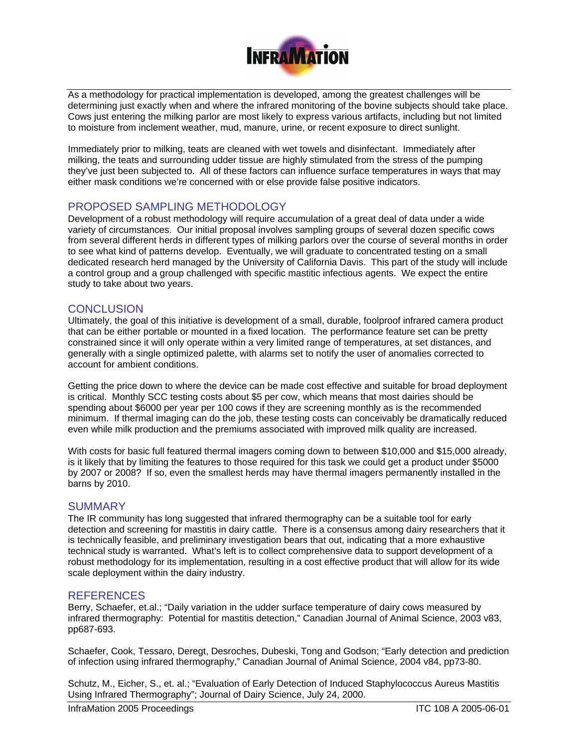As a methodology for practical implementation is developed, among the greatest challenges will be determining just exactly when and where the infrared monitoring of the bovine subjects should take place. Cows just entering the milking parlor are most likely to express various artifacts, including but not limited to moisture from inclement weather, mud, manure, urine, or recent exposure to direct sunlight.

Immediately prior to milking, teats are cleaned with wet towels and disinfectant. Immediately after milking, the teats and surrounding udder tissue are highly stimulated from the stress of the pumping they've just been subjected to. All of these factors can influence surface temperatures in ways that may either mask conditions we're concerned with or else provide false positive indicators.

## PROPOSED SAMPLING METHODOLOGY

Development of a robust methodology will require accumulation of a great deal of data under a wide variety of circumstances. Our initial proposal involves sampling groups of several dozen specific cows from several different herds in different types of milking parlors over the course of several months in order to see what kind of patterns develop. Eventually, we will graduate to concentrated testing on a small dedicated research herd managed by the University of California Davis. This part of the study will include a control group and a group challenged with specific mastitic infectious agents. We expect the entire study to take about two years.

## CONCLUSION

Ultimately, the goal of this initiative is development of a small, durable, foolproof infrared camera product that can be either portable or mounted in a fixed location. The performance feature set can be pretty constrained since it will only operate within a very limited range of temperatures, at set distances, and generally with a single optimized palette, with alarms set to notify the user of anomalies corrected to account for ambient conditions.

Getting the price down to where the device can be made cost effective and suitable for broad deployment is critical. Monthly SCC testing costs about $5 per cow, which means that most dairies should be spending about $6000 per year per 100 cows if they are screening monthly as is the recommended minimum. If thermal imaging can do the job, these testing costs can conceivably be dramatically reduced even while milk production and the premiums associated with improved milk quality are increased.

With costs for basic full featured thermal imagers coming down to between $10,000 and $15,000 already, is it likely that by limiting the features to those required for this task we could get a product under $5000 by 2007 or 2008? If so, even the smallest herds may have thermal imagers permanently installed in the barns by 2010.

## SUMMARY

The IR community has long suggested that infrared thermography can be a suitable tool for early detection and screening for mastitis in dairy cattle. There is a consensus among dairy researchers that it is technically feasible, and preliminary investigation bears that out, indicating that a more exhaustive technical study is warranted. What's left is to collect comprehensive data to support development of a robust methodology for its implementation, resulting in a cost effective product that will allow for its wide scale deployment within the dairy industry.

## REFERENCES

Berry, Schaefer, et.al.; "Daily variation in the udder surface temperature of dairy cows measured by infrared thermography: Potential for mastitis detection," Canadian Journal of Animal Science, 2003 v83, pp687-693.

Schaefer, Cook, Tessaro, Deregt, Desroches, Dubeski, Tong and Godson; "Early detection and prediction of infection using infrared thermography," Canadian Journal of Animal Science, 2004 v84, pp73-80.

Schutz, M., Eicher, S., et. al.; "Evaluation of Early Detection of Induced Staphylococcus Aureus Mastitis Using Infrared Thermography"; Journal of Dairy Science, July 24, 2000.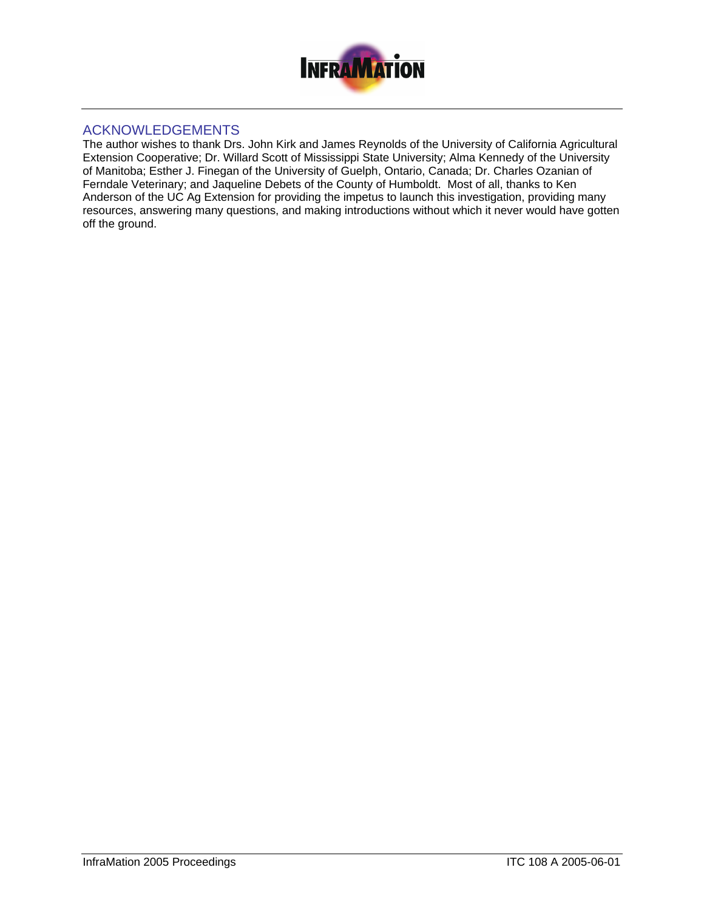## ACKNOWLEDGEMENTS

The author wishes to thank Drs. John Kirk and James Reynolds of the University of California Agricultural Extension Cooperative; Dr. Willard Scott of Mississippi State University; Alma Kennedy of the University of Manitoba; Esther J. Finegan of the University of Guelph, Ontario, Canada; Dr. Charles Ozanian of Ferndale Veterinary; and Jaqueline Debets of the County of Humboldt. Most of all, thanks to Ken Anderson of the UC Ag Extension for providing the impetus to launch this investigation, providing many resources, answering many questions, and making introductions without which it never would have gotten off the ground.